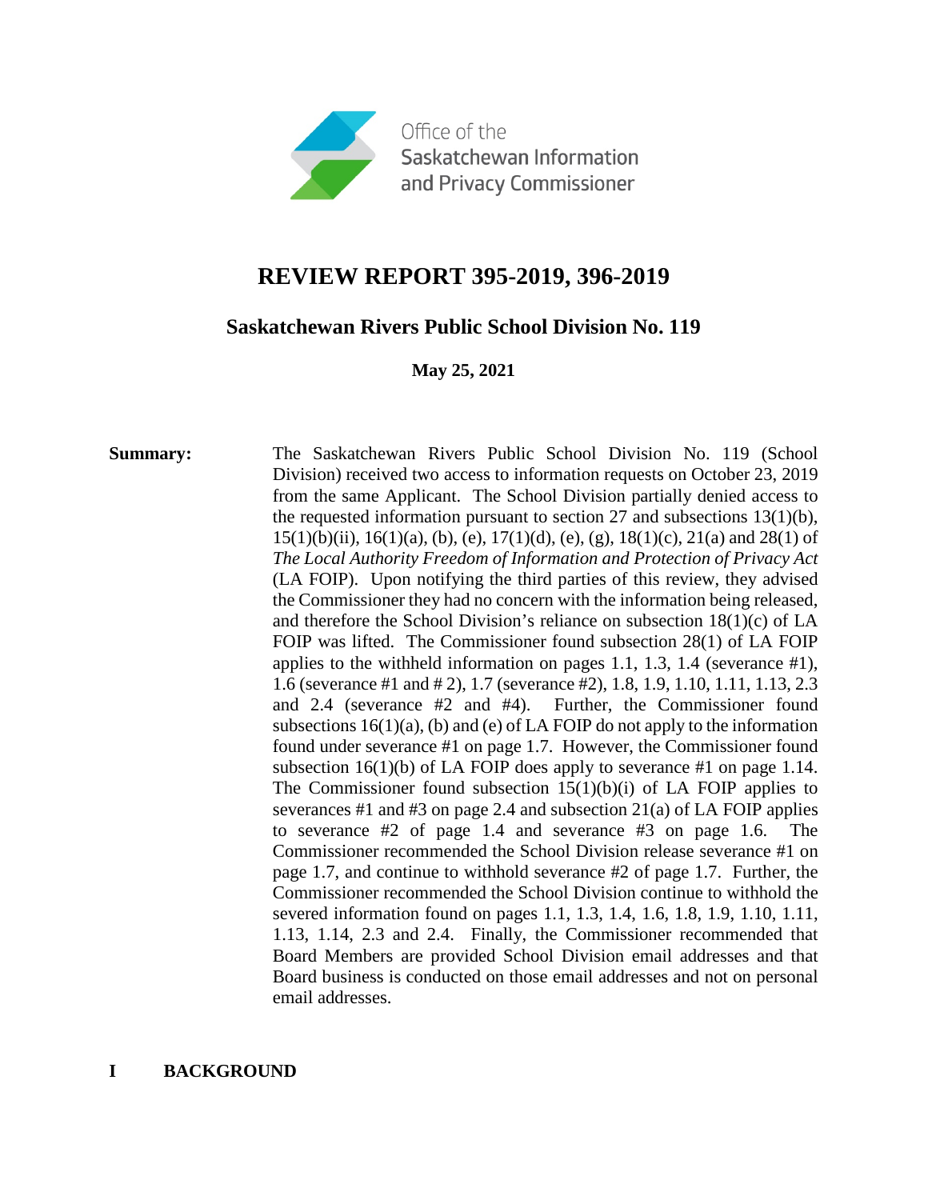Office of the Saskatchewan Information and Privacy Commissioner

# REVIEW REPORT 395-2019, 396-2019

## Saskatchewan Rivers Public School Division No. 119

**May 25, 2021**

**Summary:** The Saskatchewan Rivers Public School Division No. 119 (School Division) received two access to information requests on October 23, 2019 from the same Applicant. The School Division partially denied access to the requested information pursuant to section 27 and subsections 13(1)(b), 15(1)(b)(ii), 16(1)(a), (b), (e), 17(1)(d), (e), (g), 18(1)(c), 21(a) and 28(1) of *The Local Authority Freedom of Information and Protection of Privacy Act* (LA FOIP). Upon notifying the third parties of this review, they advised the Commissioner they had no concern with the information being released, and therefore the School Division's reliance on subsection 18(1)(c) of LA FOIP was lifted. The Commissioner found subsection 28(1) of LA FOIP applies to the withheld information on pages 1.1, 1.3, 1.4 (severance #1), 1.6 (severance #1 and # 2), 1.7 (severance #2), 1.8, 1.9, 1.10, 1.11, 1.13, 2.3 and 2.4 (severance #2 and #4). Further, the Commissioner found subsections 16(1)(a), (b) and (e) of LA FOIP do not apply to the information found under severance #1 on page 1.7. However, the Commissioner found subsection 16(1)(b) of LA FOIP does apply to severance #1 on page 1.14. The Commissioner found subsection 15(1)(b)(i) of LA FOIP applies to severances #1 and #3 on page 2.4 and subsection 21(a) of LA FOIP applies to severance #2 of page 1.4 and severance #3 on page 1.6. The Commissioner recommended the School Division release severance #1 on page 1.7, and continue to withhold severance #2 of page 1.7. Further, the Commissioner recommended the School Division continue to withhold the severed information found on pages 1.1, 1.3, 1.4, 1.6, 1.8, 1.9, 1.10, 1.11, 1.13, 1.14, 2.3 and 2.4. Finally, the Commissioner recommended that Board Members are provided School Division email addresses and that Board business is conducted on those email addresses and not on personal email addresses.

## I BACKGROUND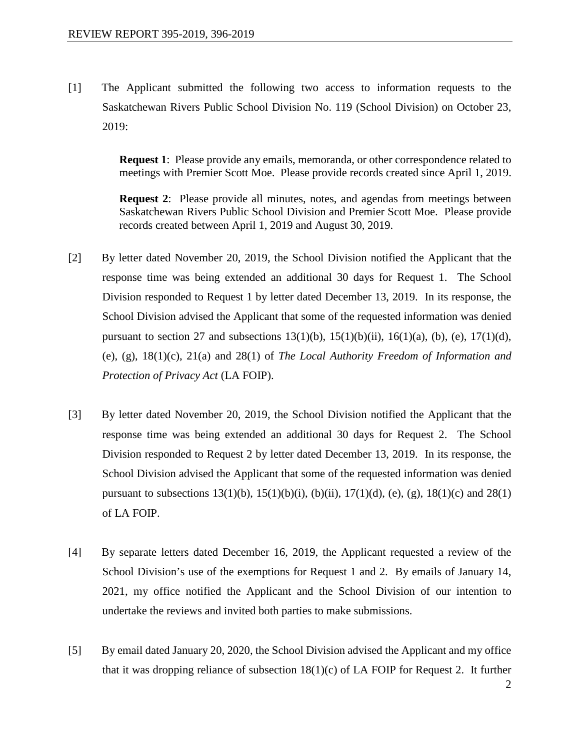[1] The Applicant submitted the following two access to information requests to the Saskatchewan Rivers Public School Division No. 119 (School Division) on October 23, 2019:

> **Request 1**: Please provide any emails, memoranda, or other correspondence related to meetings with Premier Scott Moe. Please provide records created since April 1, 2019.
>
> **Request 2**: Please provide all minutes, notes, and agendas from meetings between Saskatchewan Rivers Public School Division and Premier Scott Moe. Please provide records created between April 1, 2019 and August 30, 2019.

[2] By letter dated November 20, 2019, the School Division notified the Applicant that the response time was being extended an additional 30 days for Request 1. The School Division responded to Request 1 by letter dated December 13, 2019. In its response, the School Division advised the Applicant that some of the requested information was denied pursuant to section 27 and subsections 13(1)(b), 15(1)(b)(ii), 16(1)(a), (b), (e), 17(1)(d), (e), (g), 18(1)(c), 21(a) and 28(1) of *The Local Authority Freedom of Information and Protection of Privacy Act* (LA FOIP).

[3] By letter dated November 20, 2019, the School Division notified the Applicant that the response time was being extended an additional 30 days for Request 2. The School Division responded to Request 2 by letter dated December 13, 2019. In its response, the School Division advised the Applicant that some of the requested information was denied pursuant to subsections 13(1)(b), 15(1)(b)(i), (b)(ii), 17(1)(d), (e), (g), 18(1)(c) and 28(1) of LA FOIP.

[4] By separate letters dated December 16, 2019, the Applicant requested a review of the School Division's use of the exemptions for Request 1 and 2. By emails of January 14, 2021, my office notified the Applicant and the School Division of our intention to undertake the reviews and invited both parties to make submissions.

[5] By email dated January 20, 2020, the School Division advised the Applicant and my office that it was dropping reliance of subsection 18(1)(c) of LA FOIP for Request 2. It further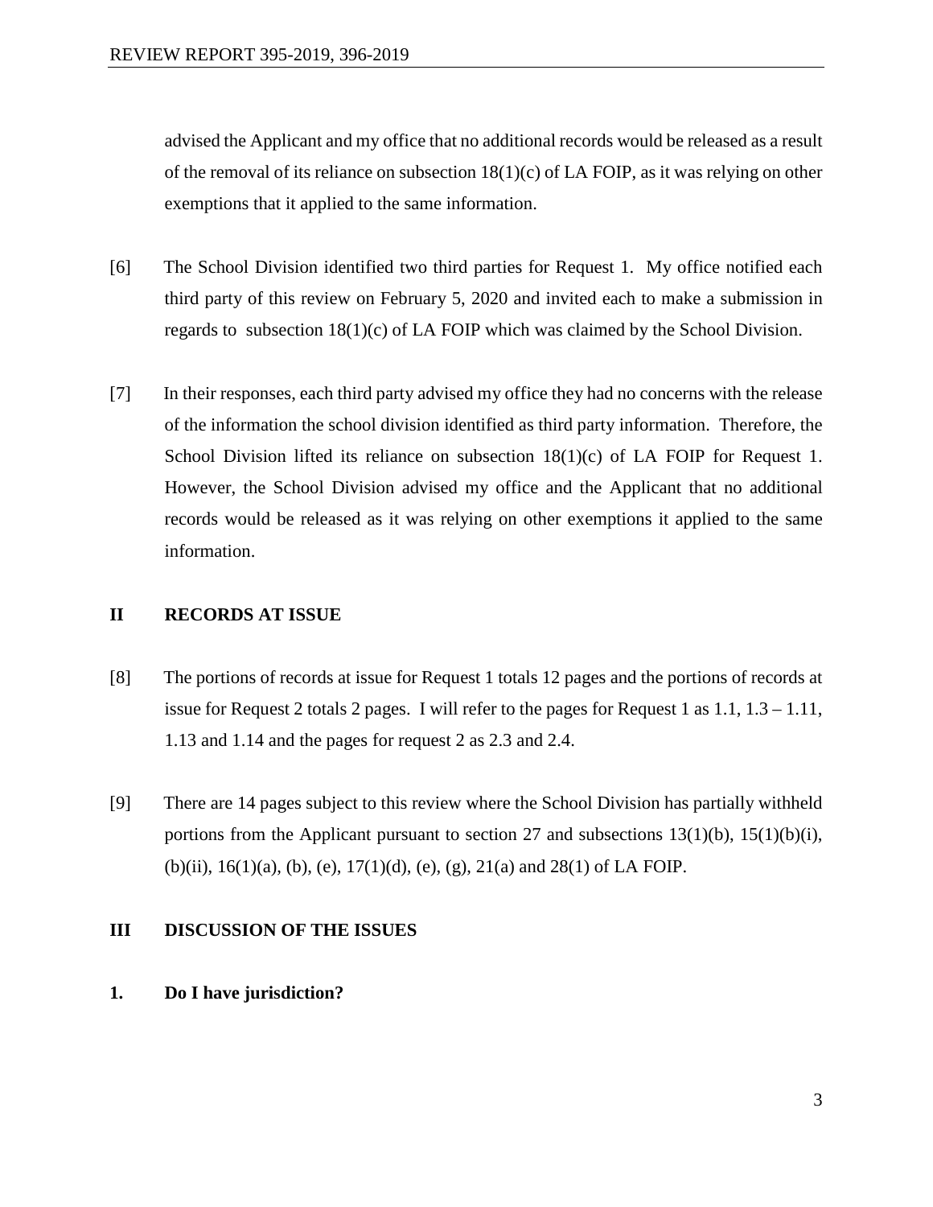advised the Applicant and my office that no additional records would be released as a result of the removal of its reliance on subsection 18(1)(c) of LA FOIP, as it was relying on other exemptions that it applied to the same information.

[6] The School Division identified two third parties for Request 1. My office notified each third party of this review on February 5, 2020 and invited each to make a submission in regards to subsection 18(1)(c) of LA FOIP which was claimed by the School Division.

[7] In their responses, each third party advised my office they had no concerns with the release of the information the school division identified as third party information. Therefore, the School Division lifted its reliance on subsection 18(1)(c) of LA FOIP for Request 1. However, the School Division advised my office and the Applicant that no additional records would be released as it was relying on other exemptions it applied to the same information.

## II RECORDS AT ISSUE

[8] The portions of records at issue for Request 1 totals 12 pages and the portions of records at issue for Request 2 totals 2 pages. I will refer to the pages for Request 1 as 1.1, 1.3 – 1.11, 1.13 and 1.14 and the pages for request 2 as 2.3 and 2.4.

[9] There are 14 pages subject to this review where the School Division has partially withheld portions from the Applicant pursuant to section 27 and subsections 13(1)(b), 15(1)(b)(i), (b)(ii), 16(1)(a), (b), (e), 17(1)(d), (e), (g), 21(a) and 28(1) of LA FOIP.

## III DISCUSSION OF THE ISSUES

### 1. Do I have jurisdiction?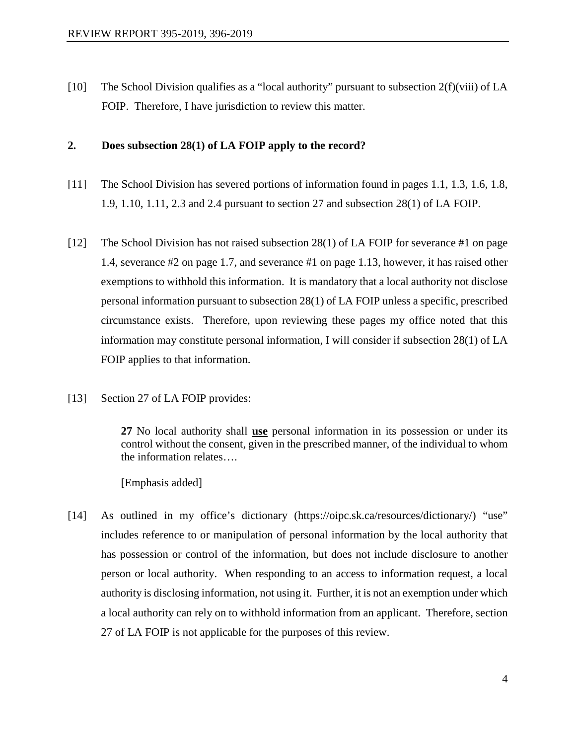[10] The School Division qualifies as a "local authority" pursuant to subsection 2(f)(viii) of LA FOIP. Therefore, I have jurisdiction to review this matter.

## 2. Does subsection 28(1) of LA FOIP apply to the record?

[11] The School Division has severed portions of information found in pages 1.1, 1.3, 1.6, 1.8, 1.9, 1.10, 1.11, 2.3 and 2.4 pursuant to section 27 and subsection 28(1) of LA FOIP.

[12] The School Division has not raised subsection 28(1) of LA FOIP for severance #1 on page 1.4, severance #2 on page 1.7, and severance #1 on page 1.13, however, it has raised other exemptions to withhold this information. It is mandatory that a local authority not disclose personal information pursuant to subsection 28(1) of LA FOIP unless a specific, prescribed circumstance exists. Therefore, upon reviewing these pages my office noted that this information may constitute personal information, I will consider if subsection 28(1) of LA FOIP applies to that information.

[13] Section 27 of LA FOIP provides:

> **27** No local authority shall **<u>use</u>** personal information in its possession or under its control without the consent, given in the prescribed manner, of the individual to whom the information relates….
>
> [Emphasis added]

[14] As outlined in my office's dictionary (https://oipc.sk.ca/resources/dictionary/) "use" includes reference to or manipulation of personal information by the local authority that has possession or control of the information, but does not include disclosure to another person or local authority. When responding to an access to information request, a local authority is disclosing information, not using it. Further, it is not an exemption under which a local authority can rely on to withhold information from an applicant. Therefore, section 27 of LA FOIP is not applicable for the purposes of this review.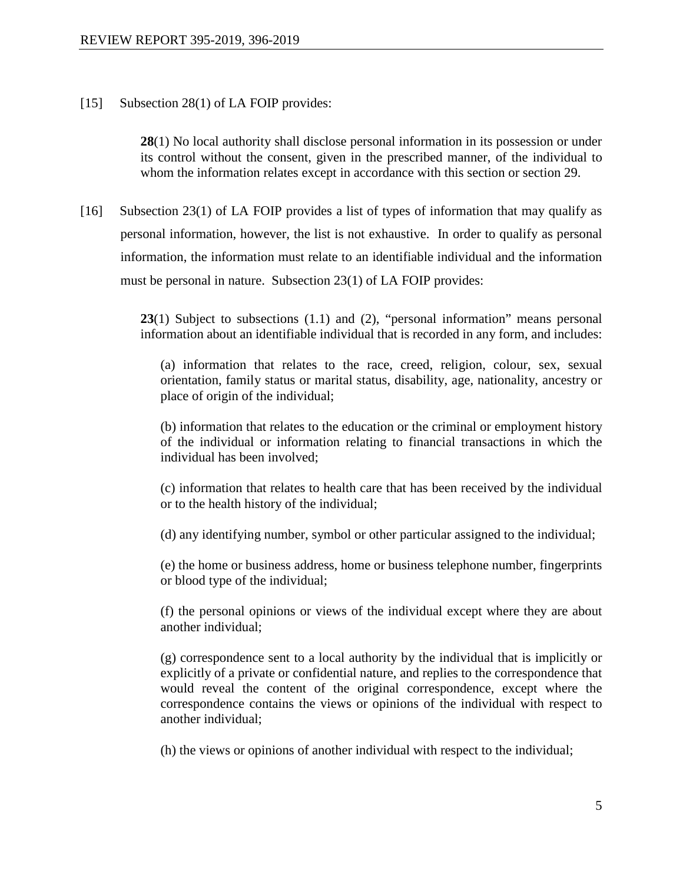[15] Subsection 28(1) of LA FOIP provides:

> **28**(1) No local authority shall disclose personal information in its possession or under its control without the consent, given in the prescribed manner, of the individual to whom the information relates except in accordance with this section or section 29.

[16] Subsection 23(1) of LA FOIP provides a list of types of information that may qualify as personal information, however, the list is not exhaustive. In order to qualify as personal information, the information must relate to an identifiable individual and the information must be personal in nature. Subsection 23(1) of LA FOIP provides:

> **23**(1) Subject to subsections (1.1) and (2), "personal information" means personal information about an identifiable individual that is recorded in any form, and includes:
>
> (a) information that relates to the race, creed, religion, colour, sex, sexual orientation, family status or marital status, disability, age, nationality, ancestry or place of origin of the individual;
>
> (b) information that relates to the education or the criminal or employment history of the individual or information relating to financial transactions in which the individual has been involved;
>
> (c) information that relates to health care that has been received by the individual or to the health history of the individual;
>
> (d) any identifying number, symbol or other particular assigned to the individual;
>
> (e) the home or business address, home or business telephone number, fingerprints or blood type of the individual;
>
> (f) the personal opinions or views of the individual except where they are about another individual;
>
> (g) correspondence sent to a local authority by the individual that is implicitly or explicitly of a private or confidential nature, and replies to the correspondence that would reveal the content of the original correspondence, except where the correspondence contains the views or opinions of the individual with respect to another individual;
>
> (h) the views or opinions of another individual with respect to the individual;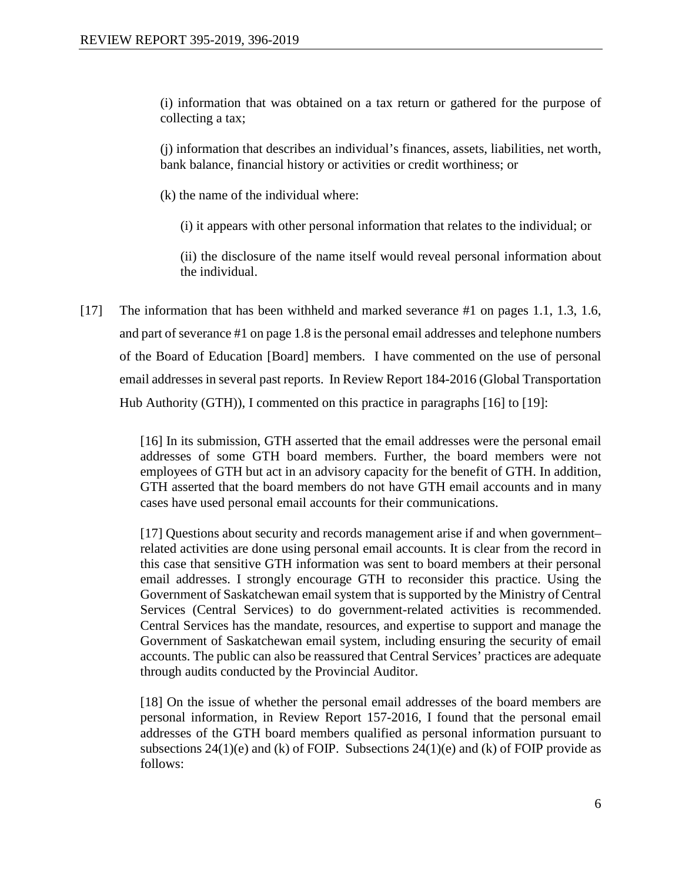(i) information that was obtained on a tax return or gathered for the purpose of collecting a tax;

(j) information that describes an individual's finances, assets, liabilities, net worth, bank balance, financial history or activities or credit worthiness; or

(k) the name of the individual where:

(i) it appears with other personal information that relates to the individual; or

(ii) the disclosure of the name itself would reveal personal information about the individual.

[17] The information that has been withheld and marked severance #1 on pages 1.1, 1.3, 1.6, and part of severance #1 on page 1.8 is the personal email addresses and telephone numbers of the Board of Education [Board] members. I have commented on the use of personal email addresses in several past reports. In Review Report 184-2016 (Global Transportation Hub Authority (GTH)), I commented on this practice in paragraphs [16] to [19]:

> [16] In its submission, GTH asserted that the email addresses were the personal email addresses of some GTH board members. Further, the board members were not employees of GTH but act in an advisory capacity for the benefit of GTH. In addition, GTH asserted that the board members do not have GTH email accounts and in many cases have used personal email accounts for their communications.
>
> [17] Questions about security and records management arise if and when government–related activities are done using personal email accounts. It is clear from the record in this case that sensitive GTH information was sent to board members at their personal email addresses. I strongly encourage GTH to reconsider this practice. Using the Government of Saskatchewan email system that is supported by the Ministry of Central Services (Central Services) to do government-related activities is recommended. Central Services has the mandate, resources, and expertise to support and manage the Government of Saskatchewan email system, including ensuring the security of email accounts. The public can also be reassured that Central Services' practices are adequate through audits conducted by the Provincial Auditor.
>
> [18] On the issue of whether the personal email addresses of the board members are personal information, in Review Report 157-2016, I found that the personal email addresses of the GTH board members qualified as personal information pursuant to subsections 24(1)(e) and (k) of FOIP. Subsections 24(1)(e) and (k) of FOIP provide as follows: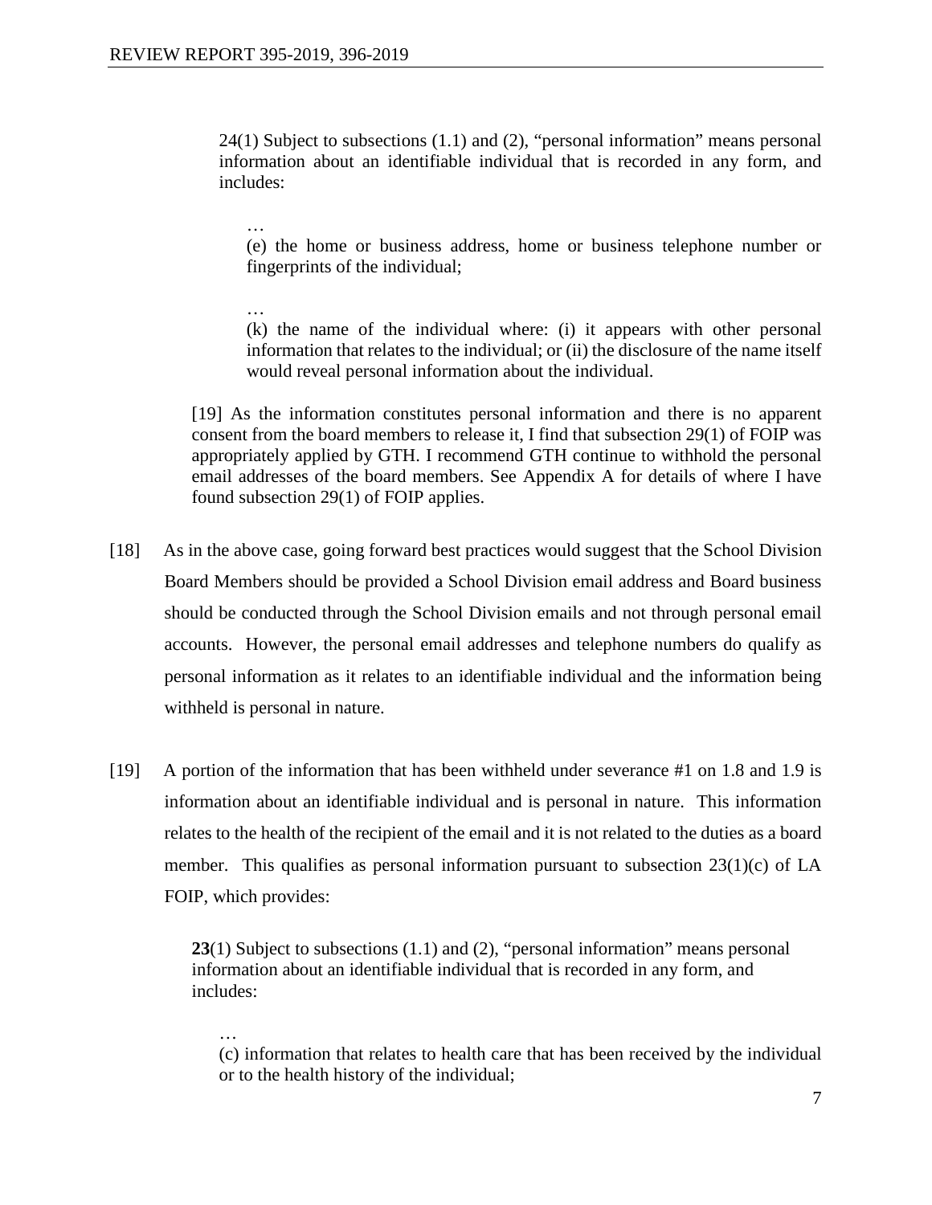> 24(1) Subject to subsections (1.1) and (2), "personal information" means personal information about an identifiable individual that is recorded in any form, and includes:
>
> …
>
> (e) the home or business address, home or business telephone number or fingerprints of the individual;
>
> …
>
> (k) the name of the individual where: (i) it appears with other personal information that relates to the individual; or (ii) the disclosure of the name itself would reveal personal information about the individual.
>
> [19] As the information constitutes personal information and there is no apparent consent from the board members to release it, I find that subsection 29(1) of FOIP was appropriately applied by GTH. I recommend GTH continue to withhold the personal email addresses of the board members. See Appendix A for details of where I have found subsection 29(1) of FOIP applies.

[18] As in the above case, going forward best practices would suggest that the School Division Board Members should be provided a School Division email address and Board business should be conducted through the School Division emails and not through personal email accounts. However, the personal email addresses and telephone numbers do qualify as personal information as it relates to an identifiable individual and the information being withheld is personal in nature.

[19] A portion of the information that has been withheld under severance #1 on 1.8 and 1.9 is information about an identifiable individual and is personal in nature. This information relates to the health of the recipient of the email and it is not related to the duties as a board member. This qualifies as personal information pursuant to subsection 23(1)(c) of LA FOIP, which provides:

> **23**(1) Subject to subsections (1.1) and (2), "personal information" means personal information about an identifiable individual that is recorded in any form, and includes:
>
> …
>
> (c) information that relates to health care that has been received by the individual or to the health history of the individual;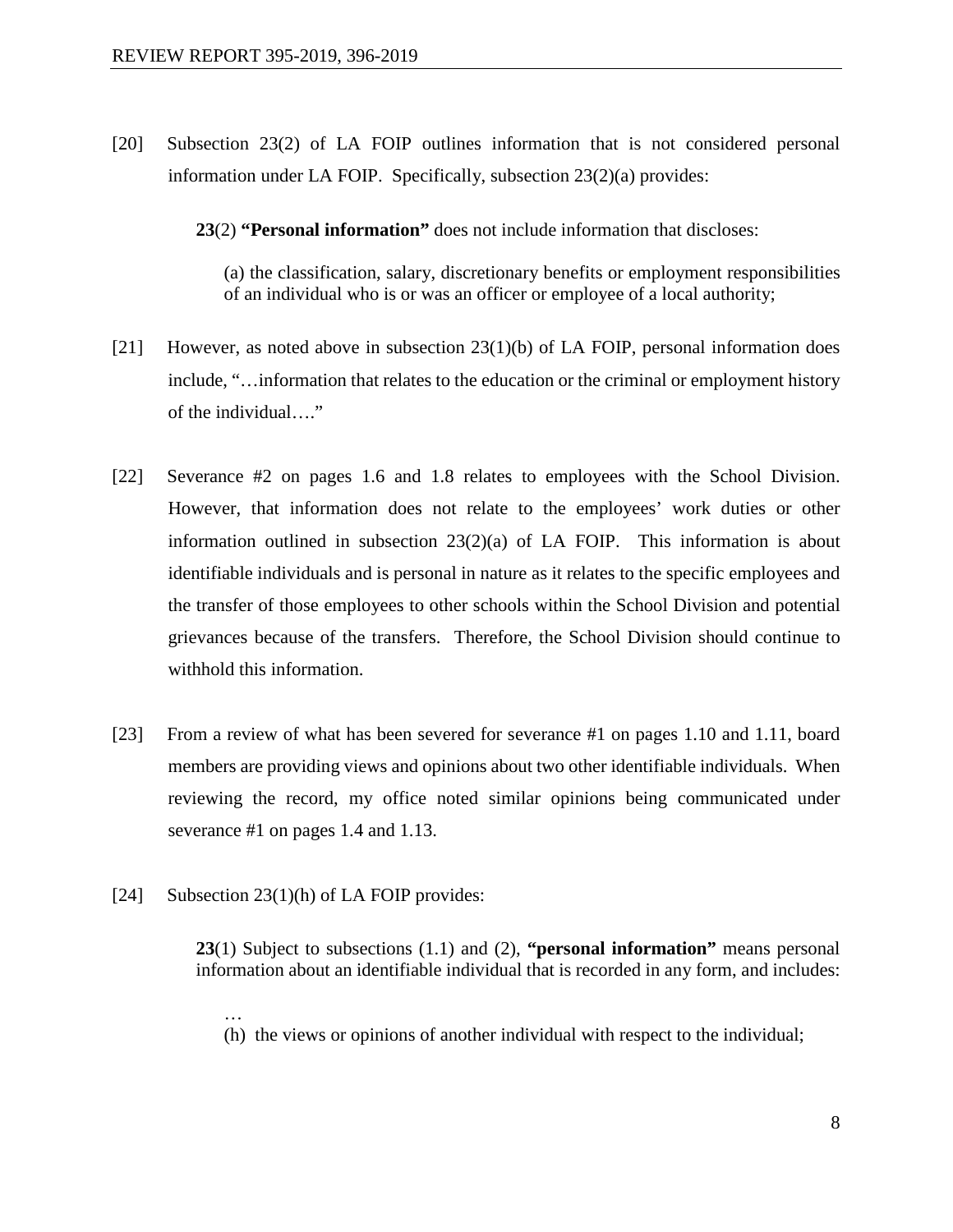[20] Subsection 23(2) of LA FOIP outlines information that is not considered personal information under LA FOIP. Specifically, subsection 23(2)(a) provides:

> **23**(2) **"Personal information"** does not include information that discloses:
>
> > (a) the classification, salary, discretionary benefits or employment responsibilities of an individual who is or was an officer or employee of a local authority;

[21] However, as noted above in subsection 23(1)(b) of LA FOIP, personal information does include, "…information that relates to the education or the criminal or employment history of the individual…."

[22] Severance #2 on pages 1.6 and 1.8 relates to employees with the School Division. However, that information does not relate to the employees' work duties or other information outlined in subsection 23(2)(a) of LA FOIP. This information is about identifiable individuals and is personal in nature as it relates to the specific employees and the transfer of those employees to other schools within the School Division and potential grievances because of the transfers. Therefore, the School Division should continue to withhold this information.

[23] From a review of what has been severed for severance #1 on pages 1.10 and 1.11, board members are providing views and opinions about two other identifiable individuals. When reviewing the record, my office noted similar opinions being communicated under severance #1 on pages 1.4 and 1.13.

[24] Subsection 23(1)(h) of LA FOIP provides:

> **23**(1) Subject to subsections (1.1) and (2), **"personal information"** means personal information about an identifiable individual that is recorded in any form, and includes:
>
> > …
> >
> > (h) the views or opinions of another individual with respect to the individual;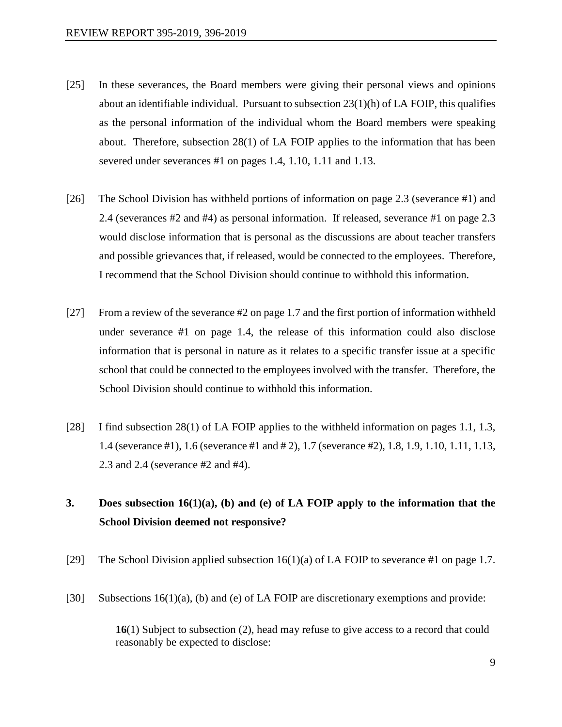[25] In these severances, the Board members were giving their personal views and opinions about an identifiable individual. Pursuant to subsection 23(1)(h) of LA FOIP, this qualifies as the personal information of the individual whom the Board members were speaking about. Therefore, subsection 28(1) of LA FOIP applies to the information that has been severed under severances #1 on pages 1.4, 1.10, 1.11 and 1.13.

[26] The School Division has withheld portions of information on page 2.3 (severance #1) and 2.4 (severances #2 and #4) as personal information. If released, severance #1 on page 2.3 would disclose information that is personal as the discussions are about teacher transfers and possible grievances that, if released, would be connected to the employees. Therefore, I recommend that the School Division should continue to withhold this information.

[27] From a review of the severance #2 on page 1.7 and the first portion of information withheld under severance #1 on page 1.4, the release of this information could also disclose information that is personal in nature as it relates to a specific transfer issue at a specific school that could be connected to the employees involved with the transfer. Therefore, the School Division should continue to withhold this information.

[28] I find subsection 28(1) of LA FOIP applies to the withheld information on pages 1.1, 1.3, 1.4 (severance #1), 1.6 (severance #1 and # 2), 1.7 (severance #2), 1.8, 1.9, 1.10, 1.11, 1.13, 2.3 and 2.4 (severance #2 and #4).

### 3. Does subsection 16(1)(a), (b) and (e) of LA FOIP apply to the information that the School Division deemed not responsive?

[29] The School Division applied subsection 16(1)(a) of LA FOIP to severance #1 on page 1.7.

[30] Subsections 16(1)(a), (b) and (e) of LA FOIP are discretionary exemptions and provide:

> **16**(1) Subject to subsection (2), head may refuse to give access to a record that could reasonably be expected to disclose: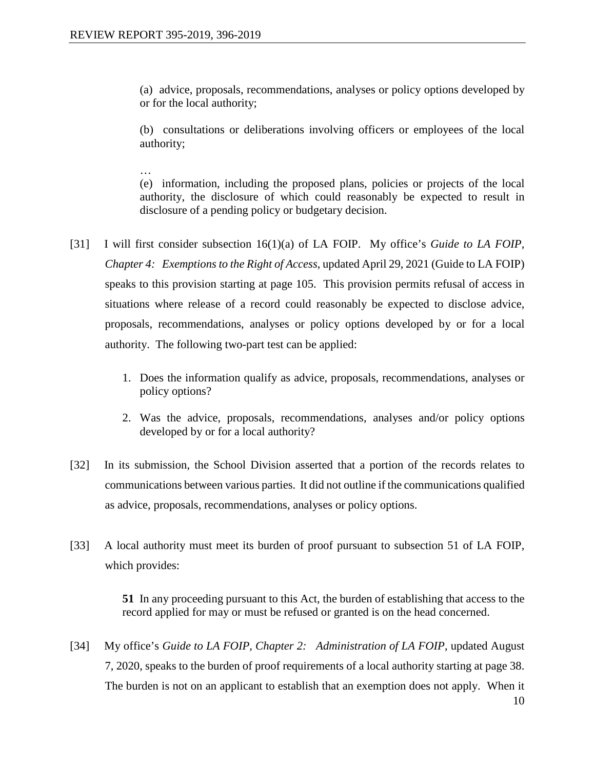> (a) advice, proposals, recommendations, analyses or policy options developed by or for the local authority;
>
> (b) consultations or deliberations involving officers or employees of the local authority;
>
> …
>
> (e) information, including the proposed plans, policies or projects of the local authority, the disclosure of which could reasonably be expected to result in disclosure of a pending policy or budgetary decision.

[31] I will first consider subsection 16(1)(a) of LA FOIP. My office's *Guide to LA FOIP, Chapter 4: Exemptions to the Right of Access*, updated April 29, 2021 (Guide to LA FOIP) speaks to this provision starting at page 105. This provision permits refusal of access in situations where release of a record could reasonably be expected to disclose advice, proposals, recommendations, analyses or policy options developed by or for a local authority. The following two-part test can be applied:

1. Does the information qualify as advice, proposals, recommendations, analyses or policy options?
2. Was the advice, proposals, recommendations, analyses and/or policy options developed by or for a local authority?

[32] In its submission, the School Division asserted that a portion of the records relates to communications between various parties. It did not outline if the communications qualified as advice, proposals, recommendations, analyses or policy options.

[33] A local authority must meet its burden of proof pursuant to subsection 51 of LA FOIP, which provides:

> **51** In any proceeding pursuant to this Act, the burden of establishing that access to the record applied for may or must be refused or granted is on the head concerned.

[34] My office's *Guide to LA FOIP, Chapter 2: Administration of LA FOIP*, updated August 7, 2020, speaks to the burden of proof requirements of a local authority starting at page 38. The burden is not on an applicant to establish that an exemption does not apply. When it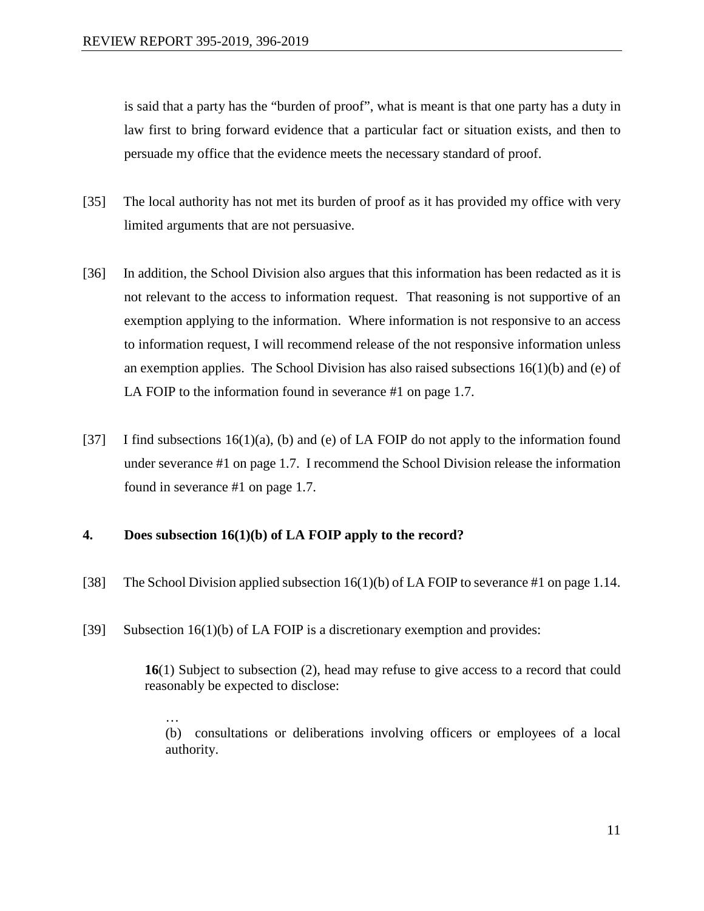is said that a party has the "burden of proof", what is meant is that one party has a duty in law first to bring forward evidence that a particular fact or situation exists, and then to persuade my office that the evidence meets the necessary standard of proof.

[35] The local authority has not met its burden of proof as it has provided my office with very limited arguments that are not persuasive.

[36] In addition, the School Division also argues that this information has been redacted as it is not relevant to the access to information request. That reasoning is not supportive of an exemption applying to the information. Where information is not responsive to an access to information request, I will recommend release of the not responsive information unless an exemption applies. The School Division has also raised subsections 16(1)(b) and (e) of LA FOIP to the information found in severance #1 on page 1.7.

[37] I find subsections 16(1)(a), (b) and (e) of LA FOIP do not apply to the information found under severance #1 on page 1.7. I recommend the School Division release the information found in severance #1 on page 1.7.

### 4. Does subsection 16(1)(b) of LA FOIP apply to the record?

[38] The School Division applied subsection 16(1)(b) of LA FOIP to severance #1 on page 1.14.

[39] Subsection 16(1)(b) of LA FOIP is a discretionary exemption and provides:

> **16**(1) Subject to subsection (2), head may refuse to give access to a record that could reasonably be expected to disclose:
>
> …
>
> (b) consultations or deliberations involving officers or employees of a local authority.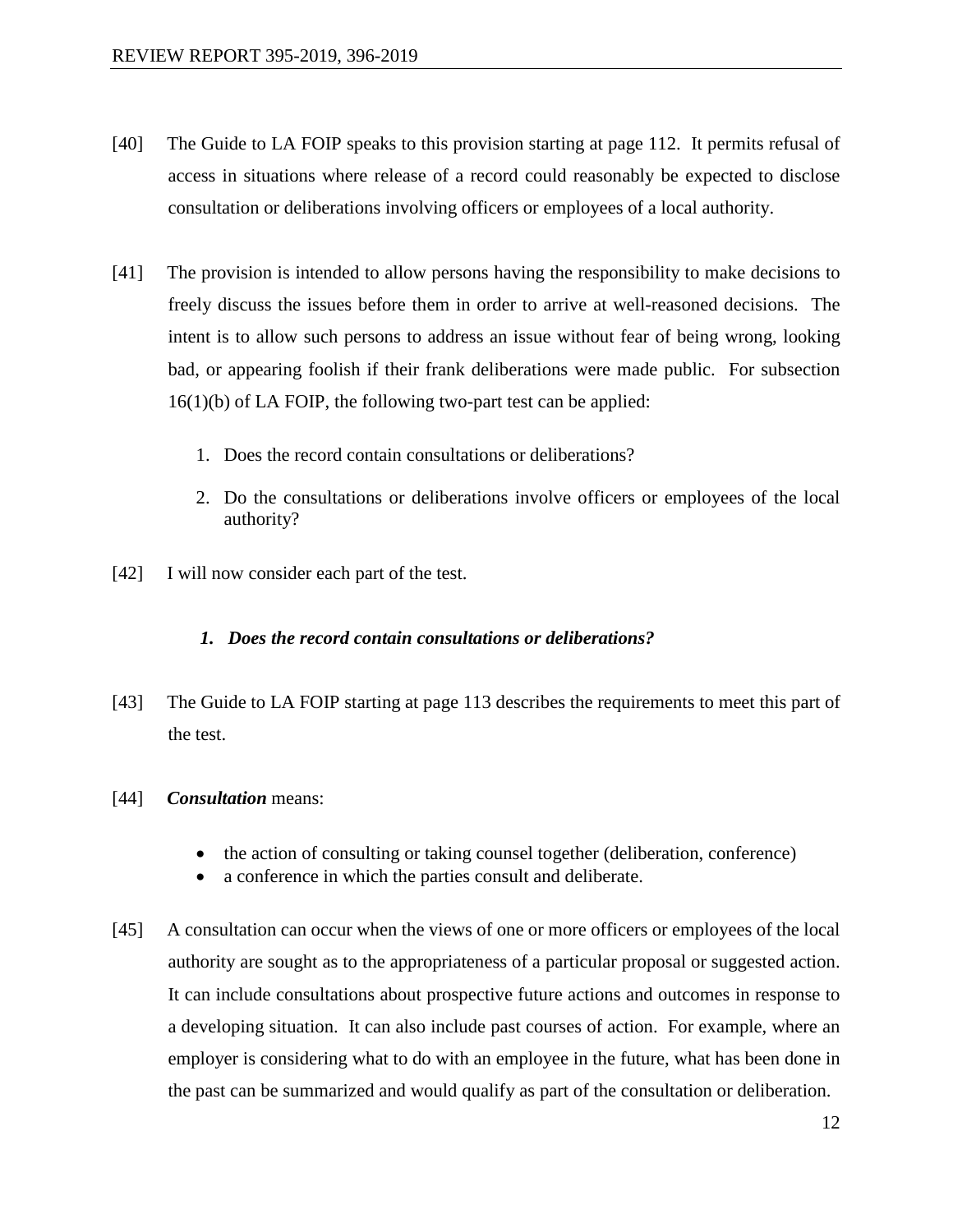[40] The Guide to LA FOIP speaks to this provision starting at page 112. It permits refusal of access in situations where release of a record could reasonably be expected to disclose consultation or deliberations involving officers or employees of a local authority.

[41] The provision is intended to allow persons having the responsibility to make decisions to freely discuss the issues before them in order to arrive at well-reasoned decisions. The intent is to allow such persons to address an issue without fear of being wrong, looking bad, or appearing foolish if their frank deliberations were made public. For subsection 16(1)(b) of LA FOIP, the following two-part test can be applied:

1. Does the record contain consultations or deliberations?

2. Do the consultations or deliberations involve officers or employees of the local authority?

[42] I will now consider each part of the test.

### *1. Does the record contain consultations or deliberations?*

[43] The Guide to LA FOIP starting at page 113 describes the requirements to meet this part of the test.

[44] ***Consultation*** means:

- the action of consulting or taking counsel together (deliberation, conference)
- a conference in which the parties consult and deliberate.

[45] A consultation can occur when the views of one or more officers or employees of the local authority are sought as to the appropriateness of a particular proposal or suggested action. It can include consultations about prospective future actions and outcomes in response to a developing situation. It can also include past courses of action. For example, where an employer is considering what to do with an employee in the future, what has been done in the past can be summarized and would qualify as part of the consultation or deliberation.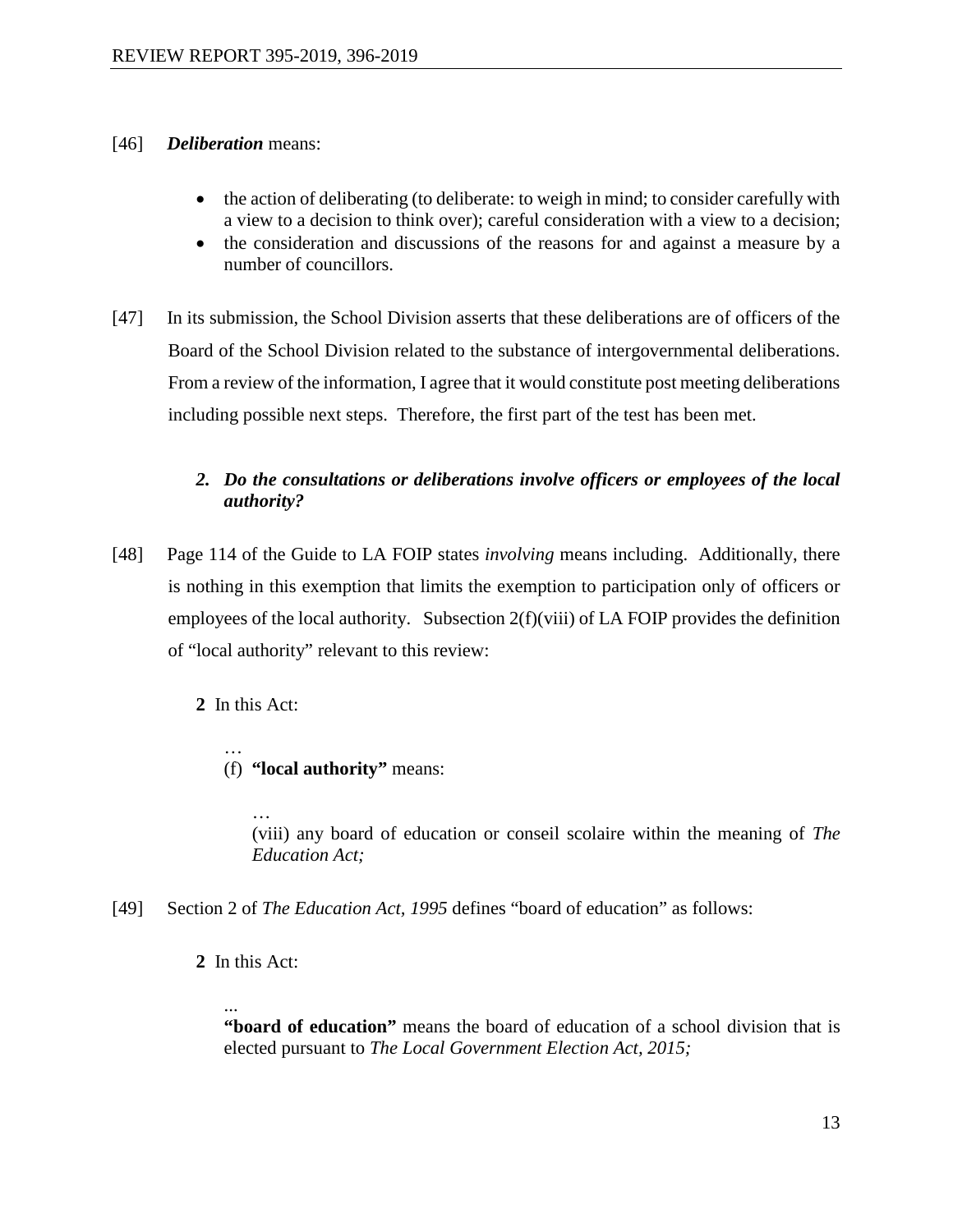[46] ***Deliberation*** means:

- the action of deliberating (to deliberate: to weigh in mind; to consider carefully with a view to a decision to think over); careful consideration with a view to a decision;
- the consideration and discussions of the reasons for and against a measure by a number of councillors.

[47] In its submission, the School Division asserts that these deliberations are of officers of the Board of the School Division related to the substance of intergovernmental deliberations. From a review of the information, I agree that it would constitute post meeting deliberations including possible next steps. Therefore, the first part of the test has been met.

### *2. Do the consultations or deliberations involve officers or employees of the local authority?*

[48] Page 114 of the Guide to LA FOIP states *involving* means including. Additionally, there is nothing in this exemption that limits the exemption to participation only of officers or employees of the local authority. Subsection 2(f)(viii) of LA FOIP provides the definition of "local authority" relevant to this review:

> **2** In this Act:
>
> …
>
> (f) **"local authority"** means:
>
> > …
> >
> > (viii) any board of education or conseil scolaire within the meaning of *The Education Act;*

[49] Section 2 of *The Education Act, 1995* defines "board of education" as follows:

> **2** In this Act:
>
> ...
>
> **"board of education"** means the board of education of a school division that is elected pursuant to *The Local Government Election Act, 2015;*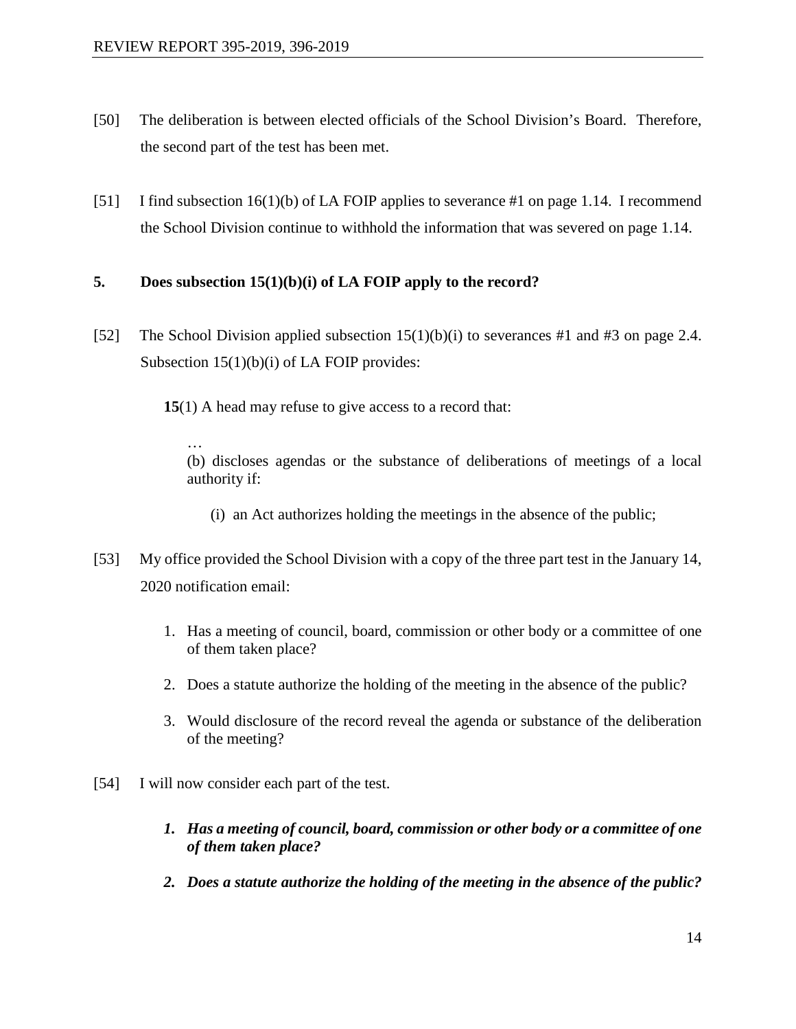[50] The deliberation is between elected officials of the School Division's Board. Therefore, the second part of the test has been met.

[51] I find subsection 16(1)(b) of LA FOIP applies to severance #1 on page 1.14. I recommend the School Division continue to withhold the information that was severed on page 1.14.

### 5. Does subsection 15(1)(b)(i) of LA FOIP apply to the record?

[52] The School Division applied subsection 15(1)(b)(i) to severances #1 and #3 on page 2.4. Subsection 15(1)(b)(i) of LA FOIP provides:

> **15**(1) A head may refuse to give access to a record that:
>
> …
>
> (b) discloses agendas or the substance of deliberations of meetings of a local authority if:
>
> (i) an Act authorizes holding the meetings in the absence of the public;

[53] My office provided the School Division with a copy of the three part test in the January 14, 2020 notification email:

1. Has a meeting of council, board, commission or other body or a committee of one of them taken place?
2. Does a statute authorize the holding of the meeting in the absence of the public?
3. Would disclosure of the record reveal the agenda or substance of the deliberation of the meeting?

[54] I will now consider each part of the test.

1. ***Has a meeting of council, board, commission or other body or a committee of one of them taken place?***
2. ***Does a statute authorize the holding of the meeting in the absence of the public?***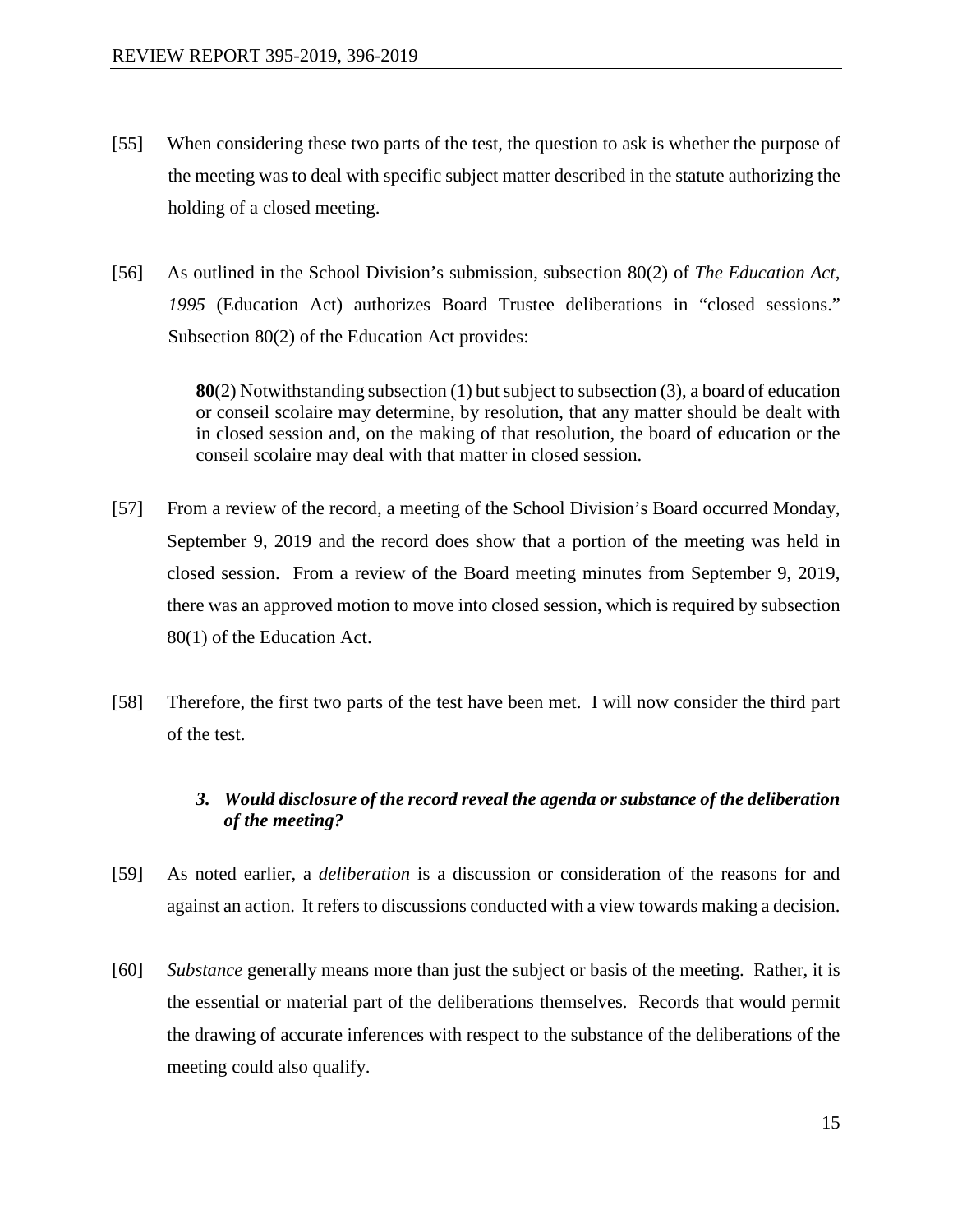[55] When considering these two parts of the test, the question to ask is whether the purpose of the meeting was to deal with specific subject matter described in the statute authorizing the holding of a closed meeting.

[56] As outlined in the School Division's submission, subsection 80(2) of *The Education Act, 1995* (Education Act) authorizes Board Trustee deliberations in "closed sessions." Subsection 80(2) of the Education Act provides:

> **80**(2) Notwithstanding subsection (1) but subject to subsection (3), a board of education or conseil scolaire may determine, by resolution, that any matter should be dealt with in closed session and, on the making of that resolution, the board of education or the conseil scolaire may deal with that matter in closed session.

[57] From a review of the record, a meeting of the School Division's Board occurred Monday, September 9, 2019 and the record does show that a portion of the meeting was held in closed session. From a review of the Board meeting minutes from September 9, 2019, there was an approved motion to move into closed session, which is required by subsection 80(1) of the Education Act.

[58] Therefore, the first two parts of the test have been met. I will now consider the third part of the test.

### *3. Would disclosure of the record reveal the agenda or substance of the deliberation of the meeting?*

[59] As noted earlier, a *deliberation* is a discussion or consideration of the reasons for and against an action. It refers to discussions conducted with a view towards making a decision.

[60] *Substance* generally means more than just the subject or basis of the meeting. Rather, it is the essential or material part of the deliberations themselves. Records that would permit the drawing of accurate inferences with respect to the substance of the deliberations of the meeting could also qualify.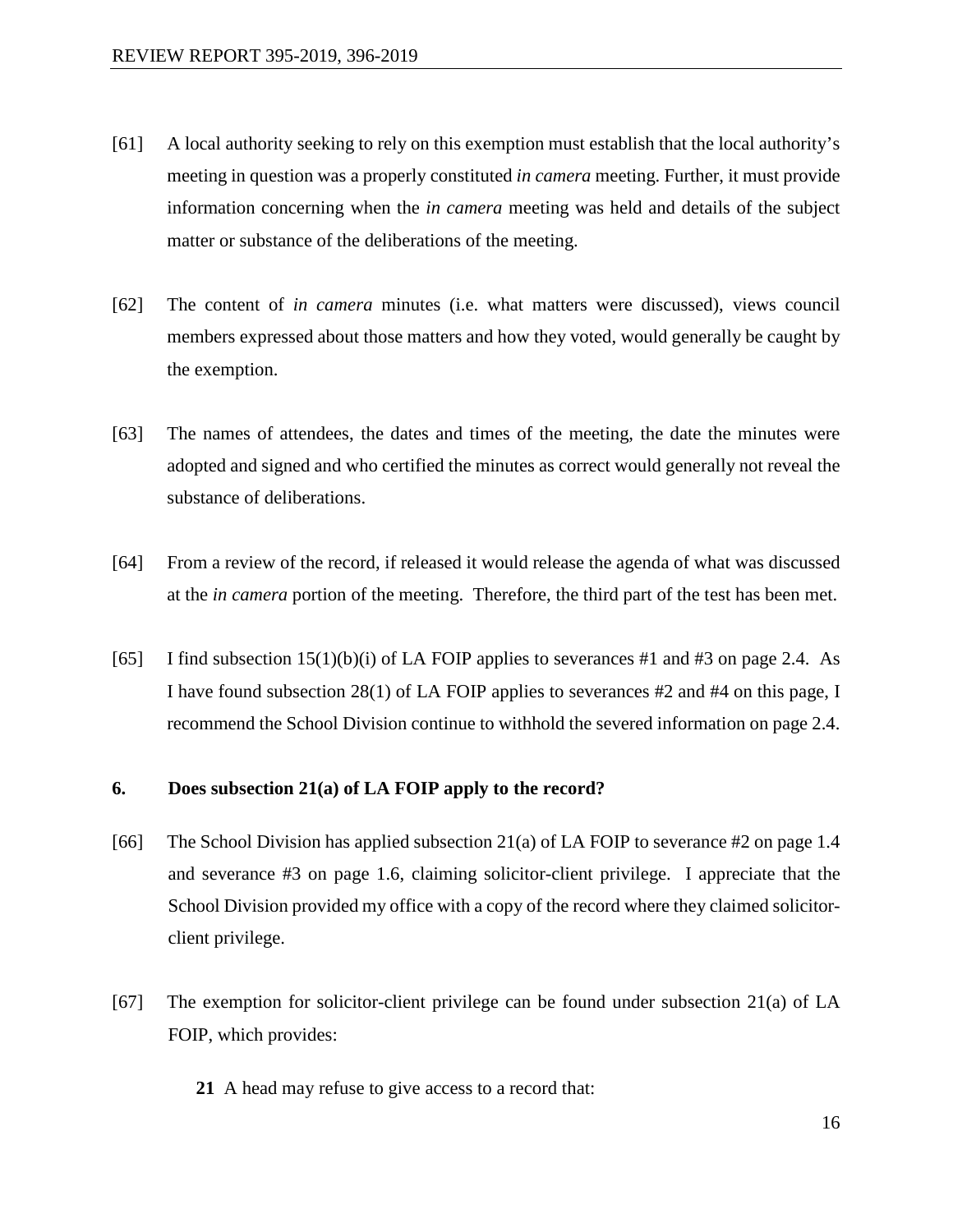[61] A local authority seeking to rely on this exemption must establish that the local authority's meeting in question was a properly constituted *in camera* meeting. Further, it must provide information concerning when the *in camera* meeting was held and details of the subject matter or substance of the deliberations of the meeting.

[62] The content of *in camera* minutes (i.e. what matters were discussed), views council members expressed about those matters and how they voted, would generally be caught by the exemption.

[63] The names of attendees, the dates and times of the meeting, the date the minutes were adopted and signed and who certified the minutes as correct would generally not reveal the substance of deliberations.

[64] From a review of the record, if released it would release the agenda of what was discussed at the *in camera* portion of the meeting. Therefore, the third part of the test has been met.

[65] I find subsection 15(1)(b)(i) of LA FOIP applies to severances #1 and #3 on page 2.4. As I have found subsection 28(1) of LA FOIP applies to severances #2 and #4 on this page, I recommend the School Division continue to withhold the severed information on page 2.4.

### 6. Does subsection 21(a) of LA FOIP apply to the record?

[66] The School Division has applied subsection 21(a) of LA FOIP to severance #2 on page 1.4 and severance #3 on page 1.6, claiming solicitor-client privilege. I appreciate that the School Division provided my office with a copy of the record where they claimed solicitor-client privilege.

[67] The exemption for solicitor-client privilege can be found under subsection 21(a) of LA FOIP, which provides:

> **21** A head may refuse to give access to a record that: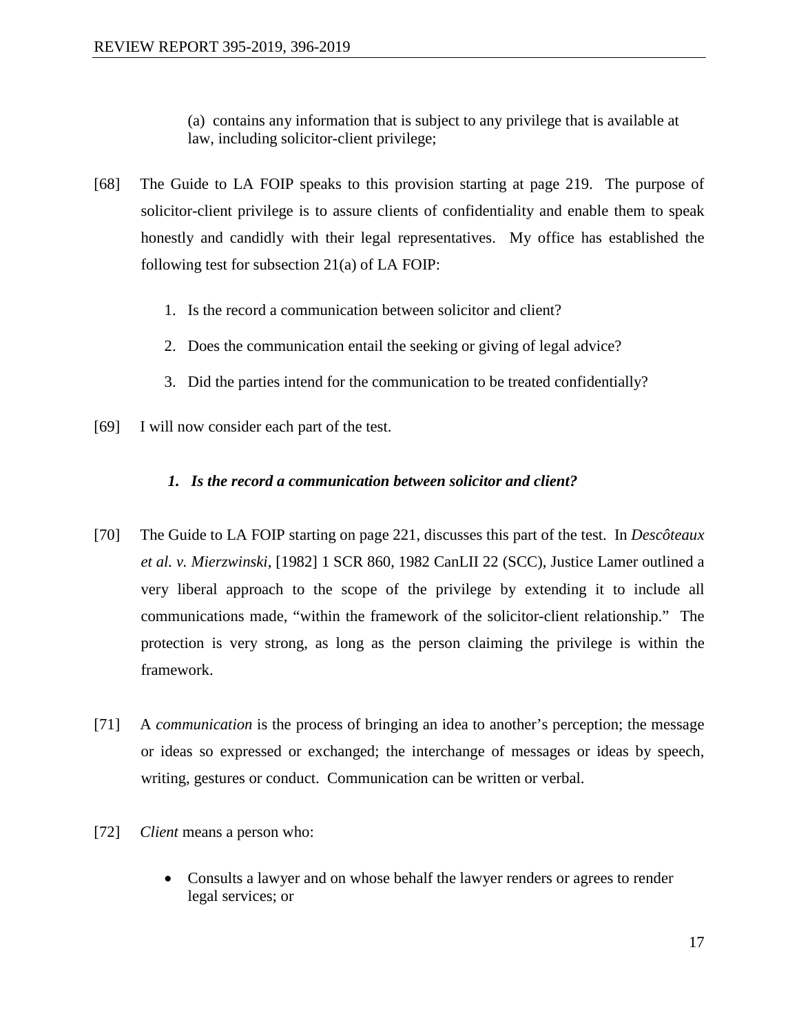(a) contains any information that is subject to any privilege that is available at law, including solicitor-client privilege;

[68] The Guide to LA FOIP speaks to this provision starting at page 219. The purpose of solicitor-client privilege is to assure clients of confidentiality and enable them to speak honestly and candidly with their legal representatives. My office has established the following test for subsection 21(a) of LA FOIP:

1. Is the record a communication between solicitor and client?
2. Does the communication entail the seeking or giving of legal advice?
3. Did the parties intend for the communication to be treated confidentially?

[69] I will now consider each part of the test.

### *1. Is the record a communication between solicitor and client?*

[70] The Guide to LA FOIP starting on page 221, discusses this part of the test. In *Descôteaux et al. v. Mierzwinski*, [1982] 1 SCR 860, 1982 CanLII 22 (SCC), Justice Lamer outlined a very liberal approach to the scope of the privilege by extending it to include all communications made, "within the framework of the solicitor-client relationship." The protection is very strong, as long as the person claiming the privilege is within the framework.

[71] A *communication* is the process of bringing an idea to another's perception; the message or ideas so expressed or exchanged; the interchange of messages or ideas by speech, writing, gestures or conduct. Communication can be written or verbal.

[72] *Client* means a person who:

- Consults a lawyer and on whose behalf the lawyer renders or agrees to render legal services; or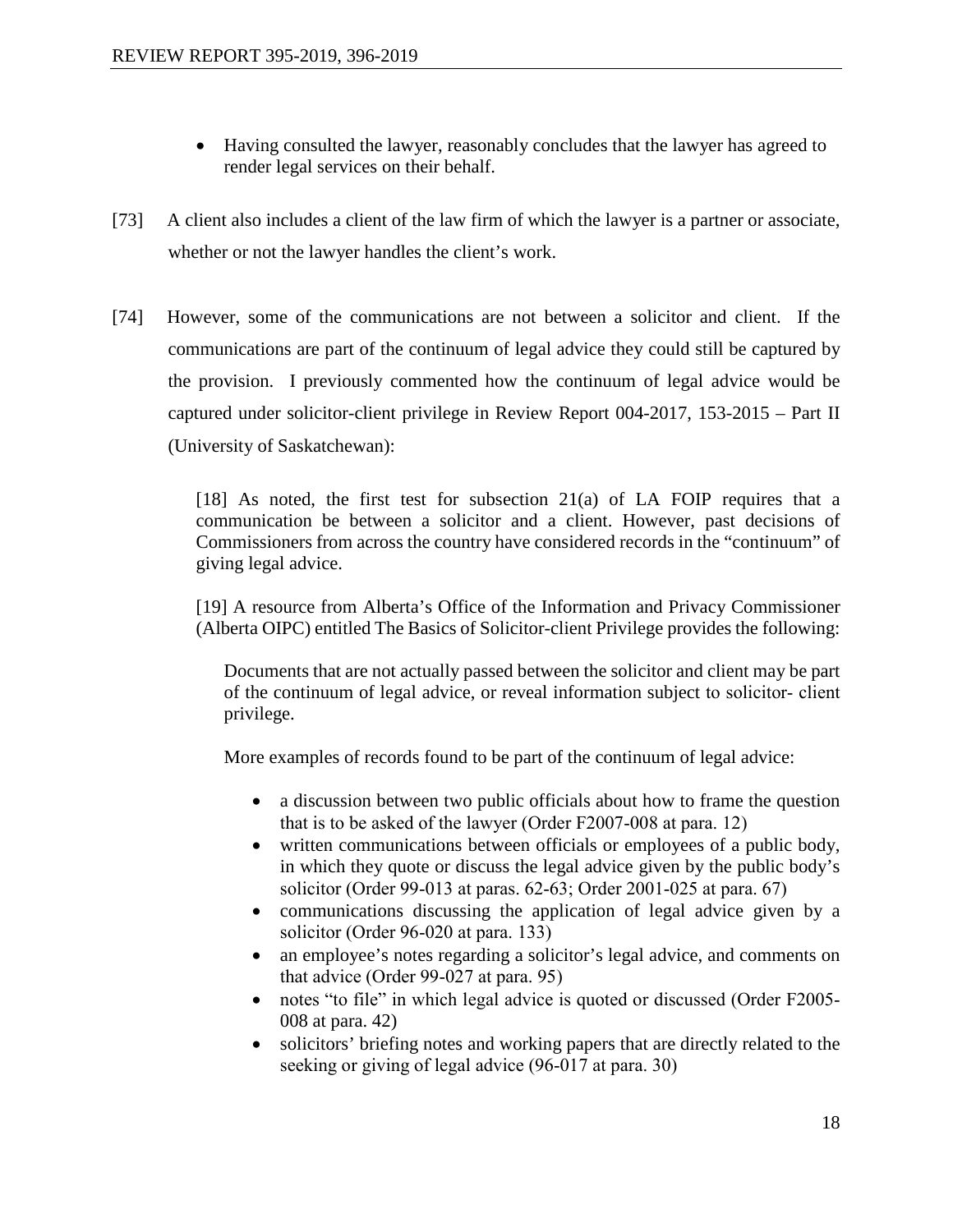- Having consulted the lawyer, reasonably concludes that the lawyer has agreed to render legal services on their behalf.

[73] A client also includes a client of the law firm of which the lawyer is a partner or associate, whether or not the lawyer handles the client's work.

[74] However, some of the communications are not between a solicitor and client. If the communications are part of the continuum of legal advice they could still be captured by the provision. I previously commented how the continuum of legal advice would be captured under solicitor-client privilege in Review Report 004-2017, 153-2015 – Part II (University of Saskatchewan):

> [18] As noted, the first test for subsection 21(a) of LA FOIP requires that a communication be between a solicitor and a client. However, past decisions of Commissioners from across the country have considered records in the "continuum" of giving legal advice.
>
> [19] A resource from Alberta's Office of the Information and Privacy Commissioner (Alberta OIPC) entitled The Basics of Solicitor-client Privilege provides the following:
>
> > Documents that are not actually passed between the solicitor and client may be part of the continuum of legal advice, or reveal information subject to solicitor- client privilege.
> >
> > More examples of records found to be part of the continuum of legal advice:
> >
> > - a discussion between two public officials about how to frame the question that is to be asked of the lawyer (Order F2007-008 at para. 12)
> > - written communications between officials or employees of a public body, in which they quote or discuss the legal advice given by the public body's solicitor (Order 99-013 at paras. 62-63; Order 2001-025 at para. 67)
> > - communications discussing the application of legal advice given by a solicitor (Order 96-020 at para. 133)
> > - an employee's notes regarding a solicitor's legal advice, and comments on that advice (Order 99-027 at para. 95)
> > - notes "to file" in which legal advice is quoted or discussed (Order F2005-008 at para. 42)
> > - solicitors' briefing notes and working papers that are directly related to the seeking or giving of legal advice (96-017 at para. 30)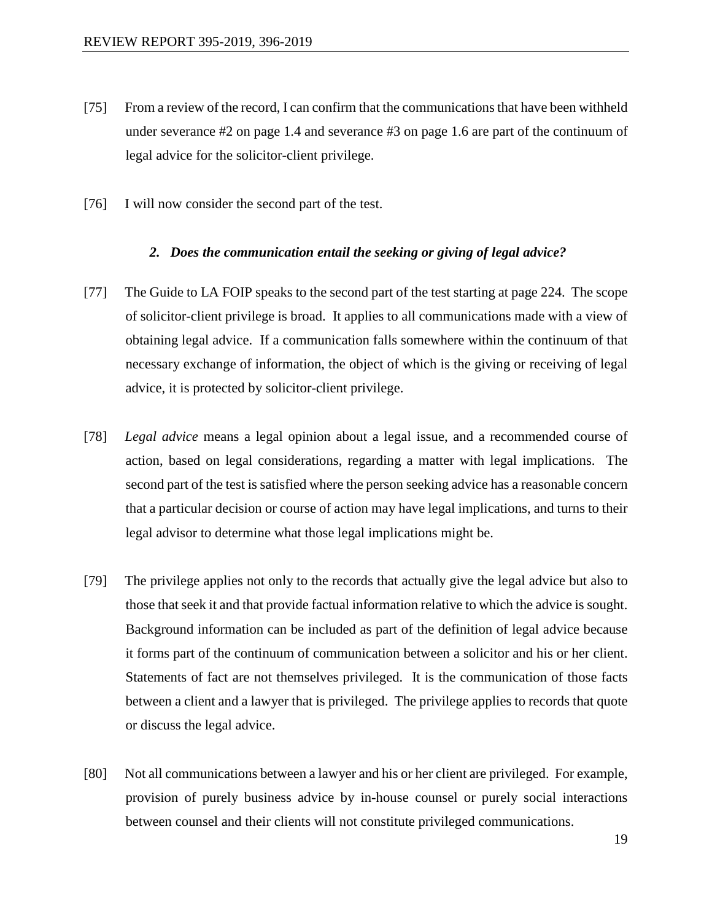[75] From a review of the record, I can confirm that the communications that have been withheld under severance #2 on page 1.4 and severance #3 on page 1.6 are part of the continuum of legal advice for the solicitor-client privilege.

[76] I will now consider the second part of the test.

### *2. Does the communication entail the seeking or giving of legal advice?*

[77] The Guide to LA FOIP speaks to the second part of the test starting at page 224. The scope of solicitor-client privilege is broad. It applies to all communications made with a view of obtaining legal advice. If a communication falls somewhere within the continuum of that necessary exchange of information, the object of which is the giving or receiving of legal advice, it is protected by solicitor-client privilege.

[78] *Legal advice* means a legal opinion about a legal issue, and a recommended course of action, based on legal considerations, regarding a matter with legal implications. The second part of the test is satisfied where the person seeking advice has a reasonable concern that a particular decision or course of action may have legal implications, and turns to their legal advisor to determine what those legal implications might be.

[79] The privilege applies not only to the records that actually give the legal advice but also to those that seek it and that provide factual information relative to which the advice is sought. Background information can be included as part of the definition of legal advice because it forms part of the continuum of communication between a solicitor and his or her client. Statements of fact are not themselves privileged. It is the communication of those facts between a client and a lawyer that is privileged. The privilege applies to records that quote or discuss the legal advice.

[80] Not all communications between a lawyer and his or her client are privileged. For example, provision of purely business advice by in-house counsel or purely social interactions between counsel and their clients will not constitute privileged communications.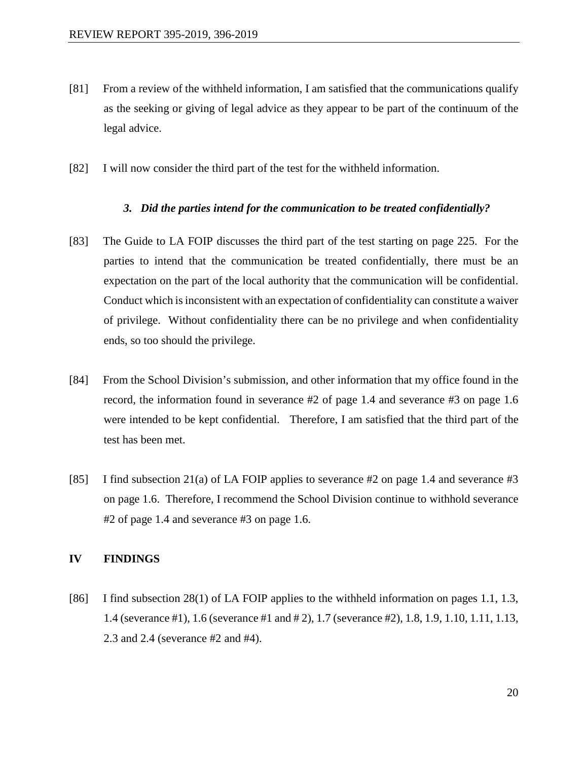[81] From a review of the withheld information, I am satisfied that the communications qualify as the seeking or giving of legal advice as they appear to be part of the continuum of the legal advice.

[82] I will now consider the third part of the test for the withheld information.

### *3. Did the parties intend for the communication to be treated confidentially?*

[83] The Guide to LA FOIP discusses the third part of the test starting on page 225. For the parties to intend that the communication be treated confidentially, there must be an expectation on the part of the local authority that the communication will be confidential. Conduct which is inconsistent with an expectation of confidentiality can constitute a waiver of privilege. Without confidentiality there can be no privilege and when confidentiality ends, so too should the privilege.

[84] From the School Division's submission, and other information that my office found in the record, the information found in severance #2 of page 1.4 and severance #3 on page 1.6 were intended to be kept confidential. Therefore, I am satisfied that the third part of the test has been met.

[85] I find subsection 21(a) of LA FOIP applies to severance #2 on page 1.4 and severance #3 on page 1.6. Therefore, I recommend the School Division continue to withhold severance #2 of page 1.4 and severance #3 on page 1.6.

## IV FINDINGS

[86] I find subsection 28(1) of LA FOIP applies to the withheld information on pages 1.1, 1.3, 1.4 (severance #1), 1.6 (severance #1 and # 2), 1.7 (severance #2), 1.8, 1.9, 1.10, 1.11, 1.13, 2.3 and 2.4 (severance #2 and #4).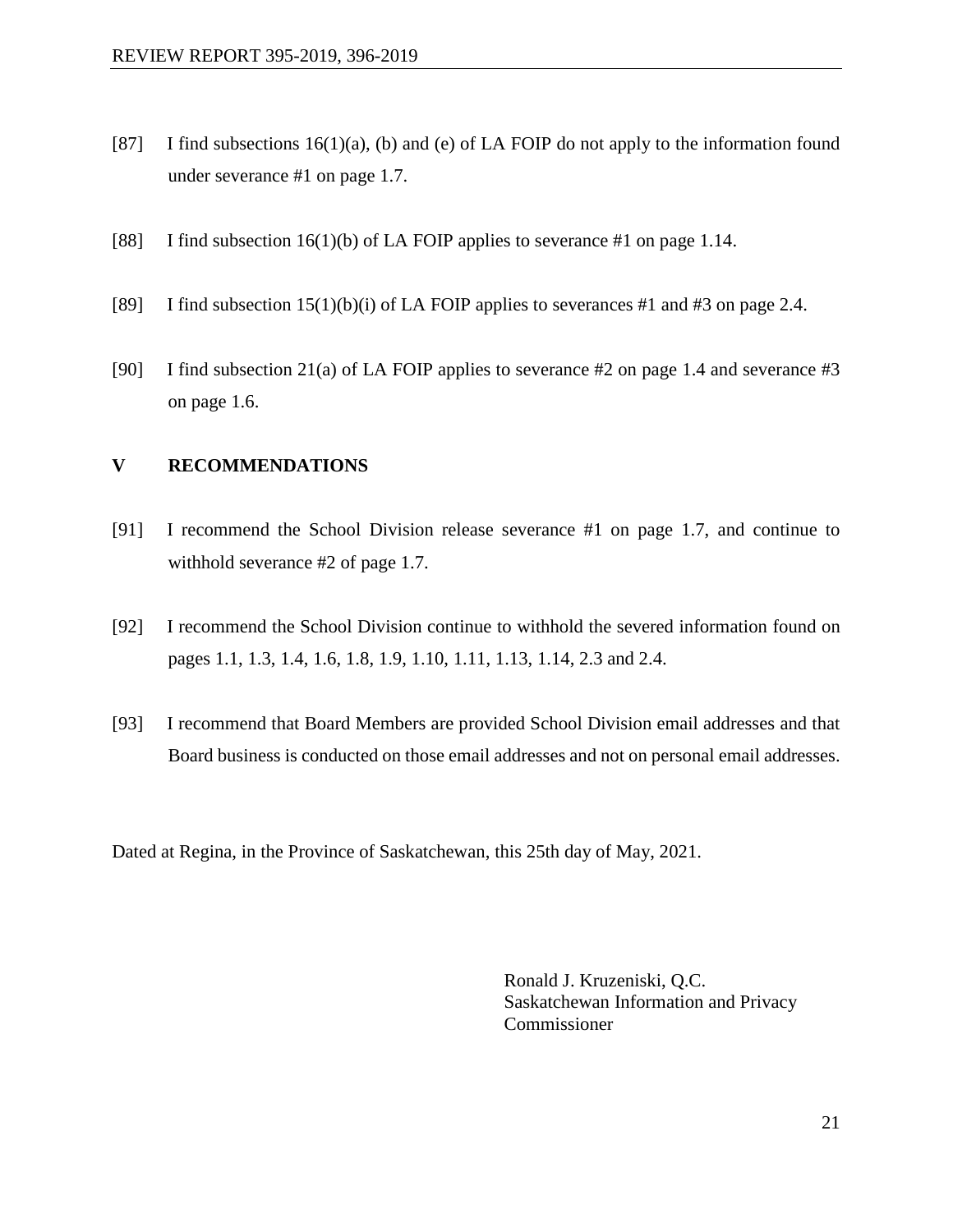[87] I find subsections 16(1)(a), (b) and (e) of LA FOIP do not apply to the information found under severance #1 on page 1.7.

[88] I find subsection 16(1)(b) of LA FOIP applies to severance #1 on page 1.14.

[89] I find subsection 15(1)(b)(i) of LA FOIP applies to severances #1 and #3 on page 2.4.

[90] I find subsection 21(a) of LA FOIP applies to severance #2 on page 1.4 and severance #3 on page 1.6.

## V RECOMMENDATIONS

[91] I recommend the School Division release severance #1 on page 1.7, and continue to withhold severance #2 of page 1.7.

[92] I recommend the School Division continue to withhold the severed information found on pages 1.1, 1.3, 1.4, 1.6, 1.8, 1.9, 1.10, 1.11, 1.13, 1.14, 2.3 and 2.4.

[93] I recommend that Board Members are provided School Division email addresses and that Board business is conducted on those email addresses and not on personal email addresses.

Dated at Regina, in the Province of Saskatchewan, this 25th day of May, 2021.

Ronald J. Kruzeniski, Q.C.
Saskatchewan Information and Privacy Commissioner